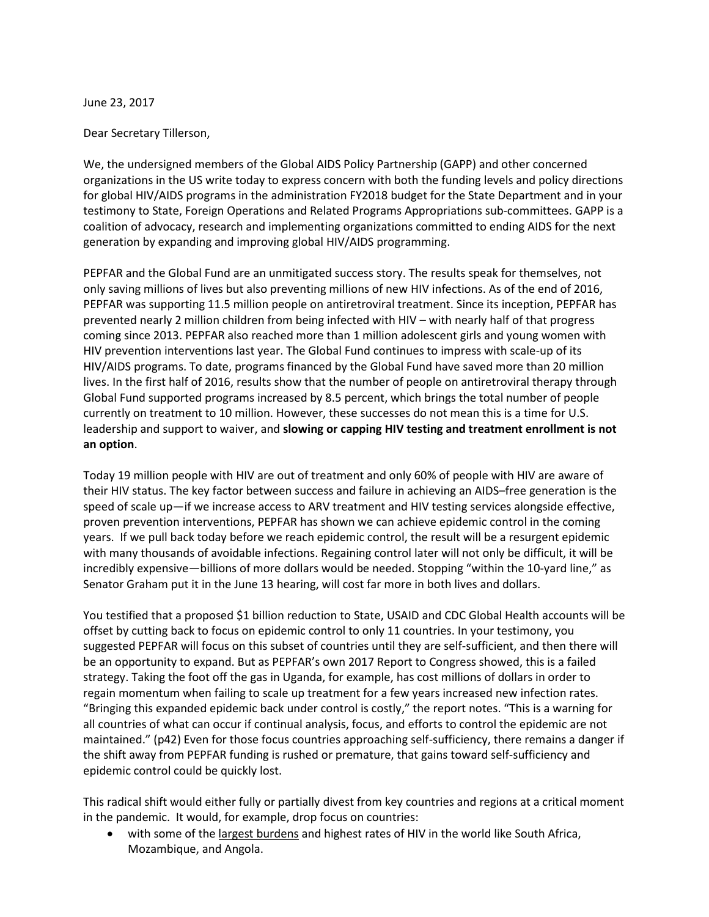June 23, 2017

Dear Secretary Tillerson,

We, the undersigned members of the Global AIDS Policy Partnership (GAPP) and other concerned organizations in the US write today to express concern with both the funding levels and policy directions for global HIV/AIDS programs in the administration FY2018 budget for the State Department and in your testimony to State, Foreign Operations and Related Programs Appropriations sub-committees. GAPP is a coalition of advocacy, research and implementing organizations committed to ending AIDS for the next generation by expanding and improving global HIV/AIDS programming.

PEPFAR and the Global Fund are an unmitigated success story. The results speak for themselves, not only saving millions of lives but also preventing millions of new HIV infections. As of the end of 2016, PEPFAR was supporting 11.5 million people on antiretroviral treatment. Since its inception, PEPFAR has prevented nearly 2 million children from being infected with HIV – with nearly half of that progress coming since 2013. PEPFAR also reached more than 1 million adolescent girls and young women with HIV prevention interventions last year. The Global Fund continues to impress with scale-up of its HIV/AIDS programs. To date, programs financed by the Global Fund have saved more than 20 million lives. In the first half of 2016, results show that the number of people on antiretroviral therapy through Global Fund supported programs increased by 8.5 percent, which brings the total number of people currently on treatment to 10 million. However, these successes do not mean this is a time for U.S. leadership and support to waiver, and **slowing or capping HIV testing and treatment enrollment is not an option**.

Today 19 million people with HIV are out of treatment and only 60% of people with HIV are aware of their HIV status. The key factor between success and failure in achieving an AIDS–free generation is the speed of scale up—if we increase access to ARV treatment and HIV testing services alongside effective, proven prevention interventions, PEPFAR has shown we can achieve epidemic control in the coming years. If we pull back today before we reach epidemic control, the result will be a resurgent epidemic with many thousands of avoidable infections. Regaining control later will not only be difficult, it will be incredibly expensive—billions of more dollars would be needed. Stopping "within the 10-yard line," as Senator Graham put it in the June 13 hearing, will cost far more in both lives and dollars.

You testified that a proposed $1 billion reduction to State, USAID and CDC Global Health accounts will be offset by cutting back to focus on epidemic control to only 11 countries. In your testimony, you suggested PEPFAR will focus on this subset of countries until they are self-sufficient, and then there will be an opportunity to expand. But as PEPFAR's own 2017 Report to Congress showed, this is a failed strategy. Taking the foot off the gas in Uganda, for example, has cost millions of dollars in order to regain momentum when failing to scale up treatment for a few years increased new infection rates. "Bringing this expanded epidemic back under control is costly," the report notes. "This is a warning for all countries of what can occur if continual analysis, focus, and efforts to control the epidemic are not maintained." (p42) Even for those focus countries approaching self-sufficiency, there remains a danger if the shift away from PEPFAR funding is rushed or premature, that gains toward self-sufficiency and epidemic control could be quickly lost.

This radical shift would either fully or partially divest from key countries and regions at a critical moment in the pandemic. It would, for example, drop focus on countries:

- with some of the largest burdens and highest rates of HIV in the world like South Africa, Mozambique, and Angola.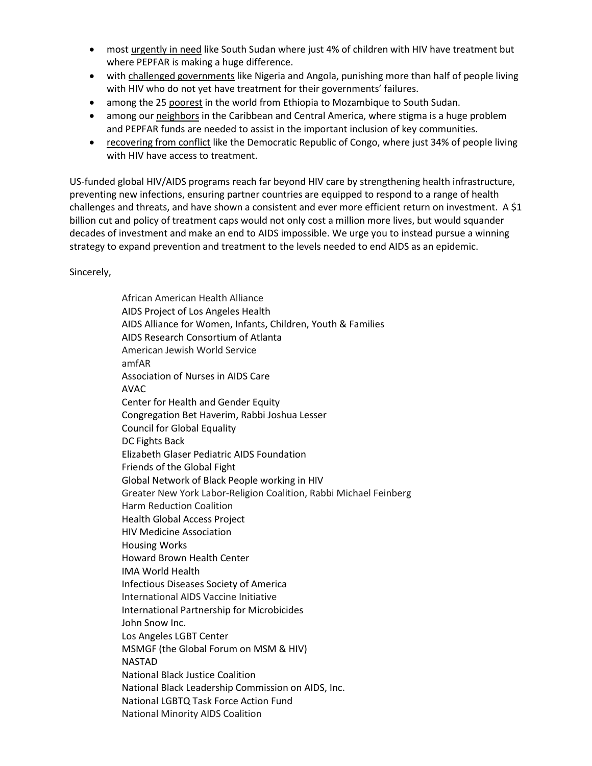- most <u>urgently in need</u> like South Sudan where just 4% of children with HIV have treatment but where PEPFAR is making a huge difference.
- with <u>challenged governments</u> like Nigeria and Angola, punishing more than half of people living with HIV who do not yet have treatment for their governments' failures.
- among the 25 <u>poorest</u> in the world from Ethiopia to Mozambique to South Sudan.
- among our <u>neighbors</u> in the Caribbean and Central America, where stigma is a huge problem and PEPFAR funds are needed to assist in the important inclusion of key communities.
- <u>recovering from conflict</u> like the Democratic Republic of Congo, where just 34% of people living with HIV have access to treatment.

US-funded global HIV/AIDS programs reach far beyond HIV care by strengthening health infrastructure, preventing new infections, ensuring partner countries are equipped to respond to a range of health challenges and threats, and have shown a consistent and ever more efficient return on investment. A $1 billion cut and policy of treatment caps would not only cost a million more lives, but would squander decades of investment and make an end to AIDS impossible. We urge you to instead pursue a winning strategy to expand prevention and treatment to the levels needed to end AIDS as an epidemic.

Sincerely,

African American Health Alliance
AIDS Project of Los Angeles Health
AIDS Alliance for Women, Infants, Children, Youth & Families
AIDS Research Consortium of Atlanta
American Jewish World Service
amfAR
Association of Nurses in AIDS Care
AVAC
Center for Health and Gender Equity
Congregation Bet Haverim, Rabbi Joshua Lesser
Council for Global Equality
DC Fights Back
Elizabeth Glaser Pediatric AIDS Foundation
Friends of the Global Fight
Global Network of Black People working in HIV
Greater New York Labor-Religion Coalition, Rabbi Michael Feinberg
Harm Reduction Coalition
Health Global Access Project
HIV Medicine Association
Housing Works
Howard Brown Health Center
IMA World Health
Infectious Diseases Society of America
International AIDS Vaccine Initiative
International Partnership for Microbicides
John Snow Inc.
Los Angeles LGBT Center
MSMGF (the Global Forum on MSM & HIV)
NASTAD
National Black Justice Coalition
National Black Leadership Commission on AIDS, Inc.
National LGBTQ Task Force Action Fund
National Minority AIDS Coalition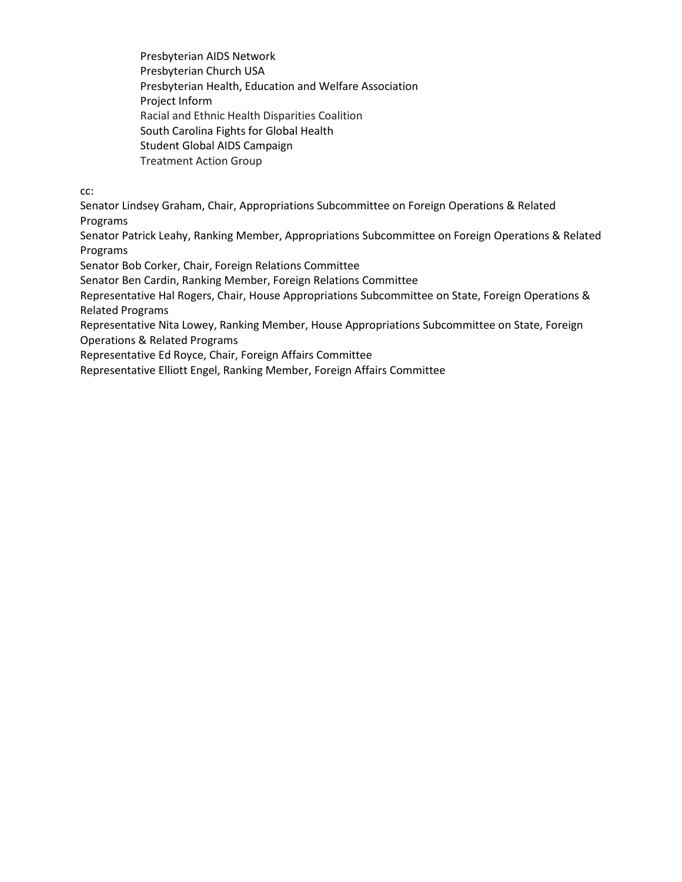Presbyterian AIDS Network
Presbyterian Church USA
Presbyterian Health, Education and Welfare Association
Project Inform
Racial and Ethnic Health Disparities Coalition
South Carolina Fights for Global Health
Student Global AIDS Campaign
Treatment Action Group

cc:
Senator Lindsey Graham, Chair, Appropriations Subcommittee on Foreign Operations & Related Programs
Senator Patrick Leahy, Ranking Member, Appropriations Subcommittee on Foreign Operations & Related Programs
Senator Bob Corker, Chair, Foreign Relations Committee
Senator Ben Cardin, Ranking Member, Foreign Relations Committee
Representative Hal Rogers, Chair, House Appropriations Subcommittee on State, Foreign Operations & Related Programs
Representative Nita Lowey, Ranking Member, House Appropriations Subcommittee on State, Foreign Operations & Related Programs
Representative Ed Royce, Chair, Foreign Affairs Committee
Representative Elliott Engel, Ranking Member, Foreign Affairs Committee